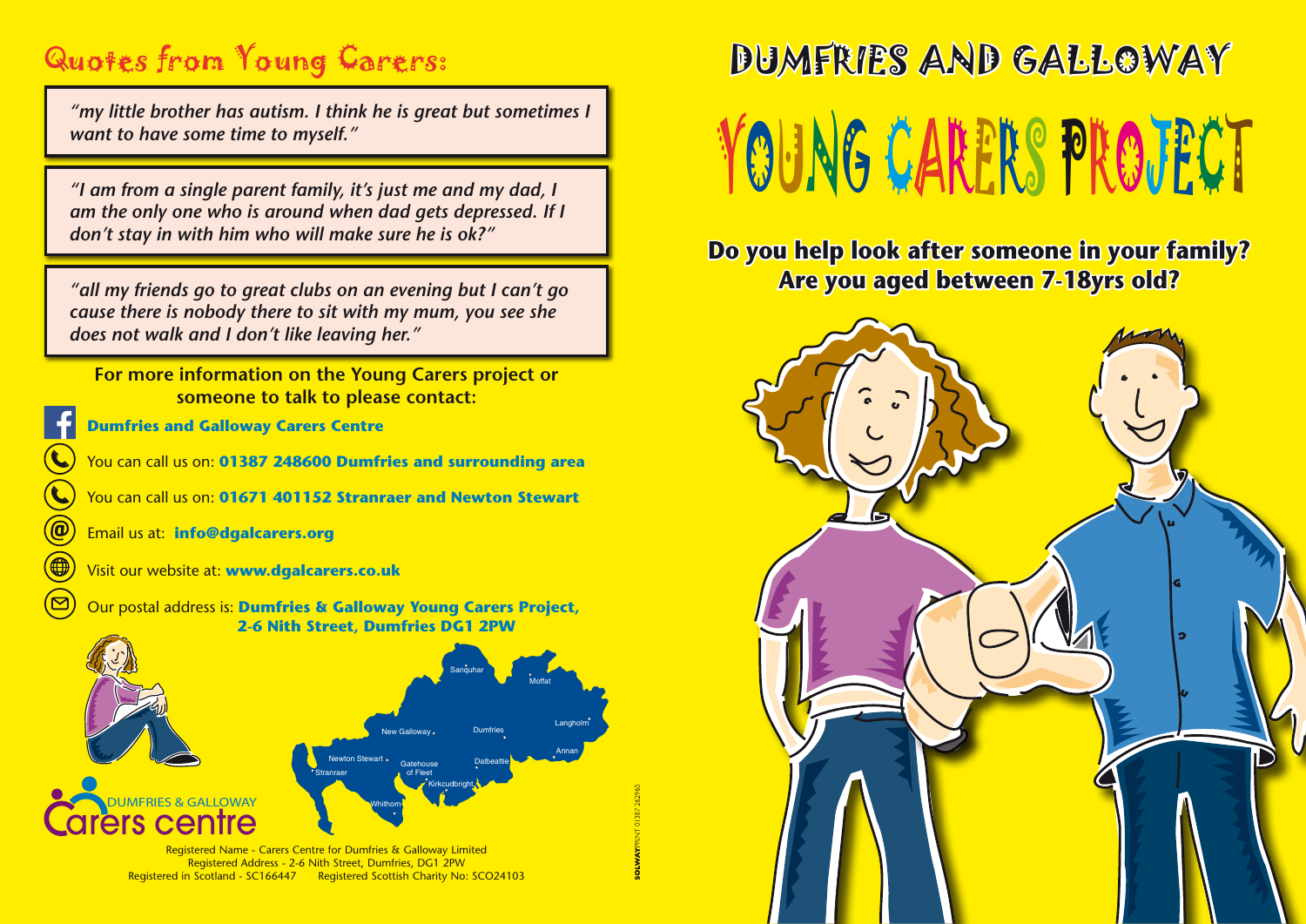## Quotes from Young Carers:

*"my little brother has autism. I think he is great but sometimes I want to have some time to myself."*

*"I am from a single parent family, it's just me and my dad, I am the only one who is around when dad gets depressed. If I don't stay in with him who will make sure he is ok?"*

*"all my friends go to great clubs on an evening but I can't go cause there is nobody there to sit with my mum, you see she does not walk and I don't like leaving her."*

**For more information on the Young Carers project or someone to talk to please contact:**

**Dumfries and Galloway Carers Centre**

You can call us on: **01387 248600 Dumfries and surrounding area**

You can call us on: **01671 401152 Stranraer and Newton Stewart**

Email us at: **info@dgalcarers.org**

Visit our website at: **www.dgalcarers.co.uk**

Our postal address is: **Dumfries & Galloway Young Carers Project, 2-6 Nith Street, Dumfries DG1 2PW**

Sanquhar, Moffat, Langholm, Dumfries, New Galloway, Annan, Dalbeattie, Newton Stewart, Gatehouse of Fleet, Stranraer, Kirkcudbright, Whithorn

DUMFRIES & GALLOWAY Carers centre

Registered Name - Carers Centre for Dumfries & Galloway Limited
Registered Address - 2-6 Nith Street, Dumfries, DG1 2PW
Registered in Scotland - SC166447 Registered Scottish Charity No: SCO24103

SOLWAYPRINT 01387 262960

# DUMFRIES AND GALLOWAY

# YOUNG CARERS PROJECT

**Do you help look after someone in your family?**
**Are you aged between 7-18yrs old?**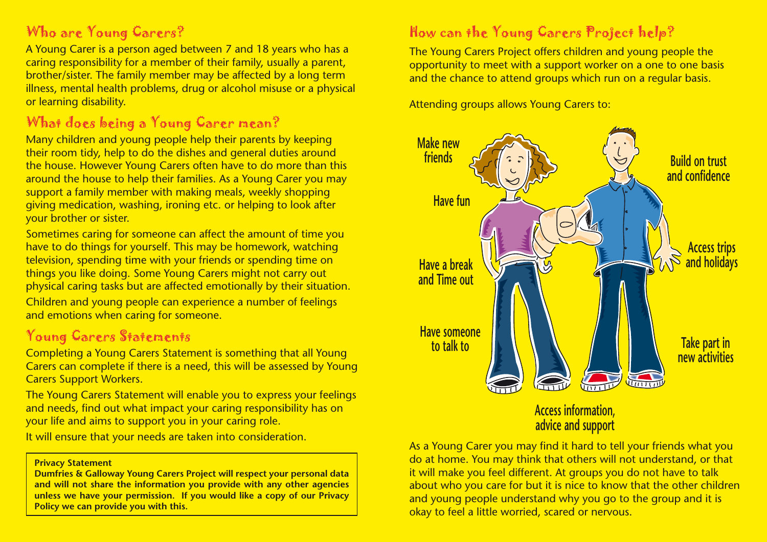## Who are Young Carers?

A Young Carer is a person aged between 7 and 18 years who has a caring responsibility for a member of their family, usually a parent, brother/sister. The family member may be affected by a long term illness, mental health problems, drug or alcohol misuse or a physical or learning disability.

## What does being a Young Carer mean?

Many children and young people help their parents by keeping their room tidy, help to do the dishes and general duties around the house. However Young Carers often have to do more than this around the house to help their families. As a Young Carer you may support a family member with making meals, weekly shopping giving medication, washing, ironing etc. or helping to look after your brother or sister.

Sometimes caring for someone can affect the amount of time you have to do things for yourself. This may be homework, watching television, spending time with your friends or spending time on things you like doing. Some Young Carers might not carry out physical caring tasks but are affected emotionally by their situation.

Children and young people can experience a number of feelings and emotions when caring for someone.

## Young Carers Statements

Completing a Young Carers Statement is something that all Young Carers can complete if there is a need, this will be assessed by Young Carers Support Workers.

The Young Carers Statement will enable you to express your feelings and needs, find out what impact your caring responsibility has on your life and aims to support you in your caring role.

It will ensure that your needs are taken into consideration.

> **Privacy Statement**
> **Dumfries & Galloway Young Carers Project will respect your personal data and will not share the information you provide with any other agencies unless we have your permission. If you would like a copy of our Privacy Policy we can provide you with this.**

## How can the Young Carers Project help?

The Young Carers Project offers children and young people the opportunity to meet with a support worker on a one to one basis and the chance to attend groups which run on a regular basis.

Attending groups allows Young Carers to:

- Make new friends
- Have fun
- Have a break and Time out
- Have someone to talk to
- Build on trust and confidence
- Access trips and holidays
- Take part in new activities
- Access information, advice and support

As a Young Carer you may find it hard to tell your friends what you do at home. You may think that others will not understand, or that it will make you feel different. At groups you do not have to talk about who you care for but it is nice to know that the other children and young people understand why you go to the group and it is okay to feel a little worried, scared or nervous.